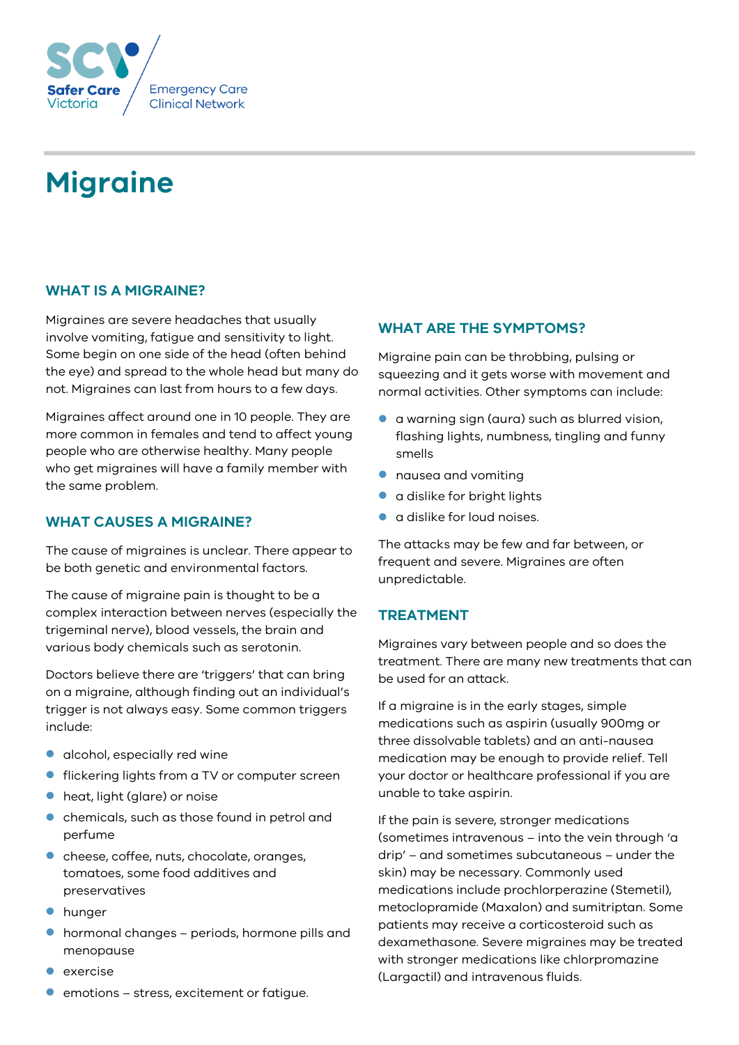Safer Care Victoria

Emergency Care Clinical Network

# Migraine

## WHAT IS A MIGRAINE?

Migraines are severe headaches that usually involve vomiting, fatigue and sensitivity to light. Some begin on one side of the head (often behind the eye) and spread to the whole head but many do not. Migraines can last from hours to a few days.

Migraines affect around one in 10 people. They are more common in females and tend to affect young people who are otherwise healthy. Many people who get migraines will have a family member with the same problem.

## WHAT CAUSES A MIGRAINE?

The cause of migraines is unclear. There appear to be both genetic and environmental factors.

The cause of migraine pain is thought to be a complex interaction between nerves (especially the trigeminal nerve), blood vessels, the brain and various body chemicals such as serotonin.

Doctors believe there are 'triggers' that can bring on a migraine, although finding out an individual's trigger is not always easy. Some common triggers include:

- alcohol, especially red wine
- flickering lights from a TV or computer screen
- heat, light (glare) or noise
- chemicals, such as those found in petrol and perfume
- cheese, coffee, nuts, chocolate, oranges, tomatoes, some food additives and preservatives
- hunger
- hormonal changes – periods, hormone pills and menopause
- exercise
- emotions – stress, excitement or fatigue.

## WHAT ARE THE SYMPTOMS?

Migraine pain can be throbbing, pulsing or squeezing and it gets worse with movement and normal activities. Other symptoms can include:

- a warning sign (aura) such as blurred vision, flashing lights, numbness, tingling and funny smells
- nausea and vomiting
- a dislike for bright lights
- a dislike for loud noises.

The attacks may be few and far between, or frequent and severe. Migraines are often unpredictable.

## TREATMENT

Migraines vary between people and so does the treatment. There are many new treatments that can be used for an attack.

If a migraine is in the early stages, simple medications such as aspirin (usually 900mg or three dissolvable tablets) and an anti-nausea medication may be enough to provide relief. Tell your doctor or healthcare professional if you are unable to take aspirin.

If the pain is severe, stronger medications (sometimes intravenous – into the vein through 'a drip' – and sometimes subcutaneous – under the skin) may be necessary. Commonly used medications include prochlorperazine (Stemetil), metoclopramide (Maxalon) and sumitriptan. Some patients may receive a corticosteroid such as dexamethasone. Severe migraines may be treated with stronger medications like chlorpromazine (Largactil) and intravenous fluids.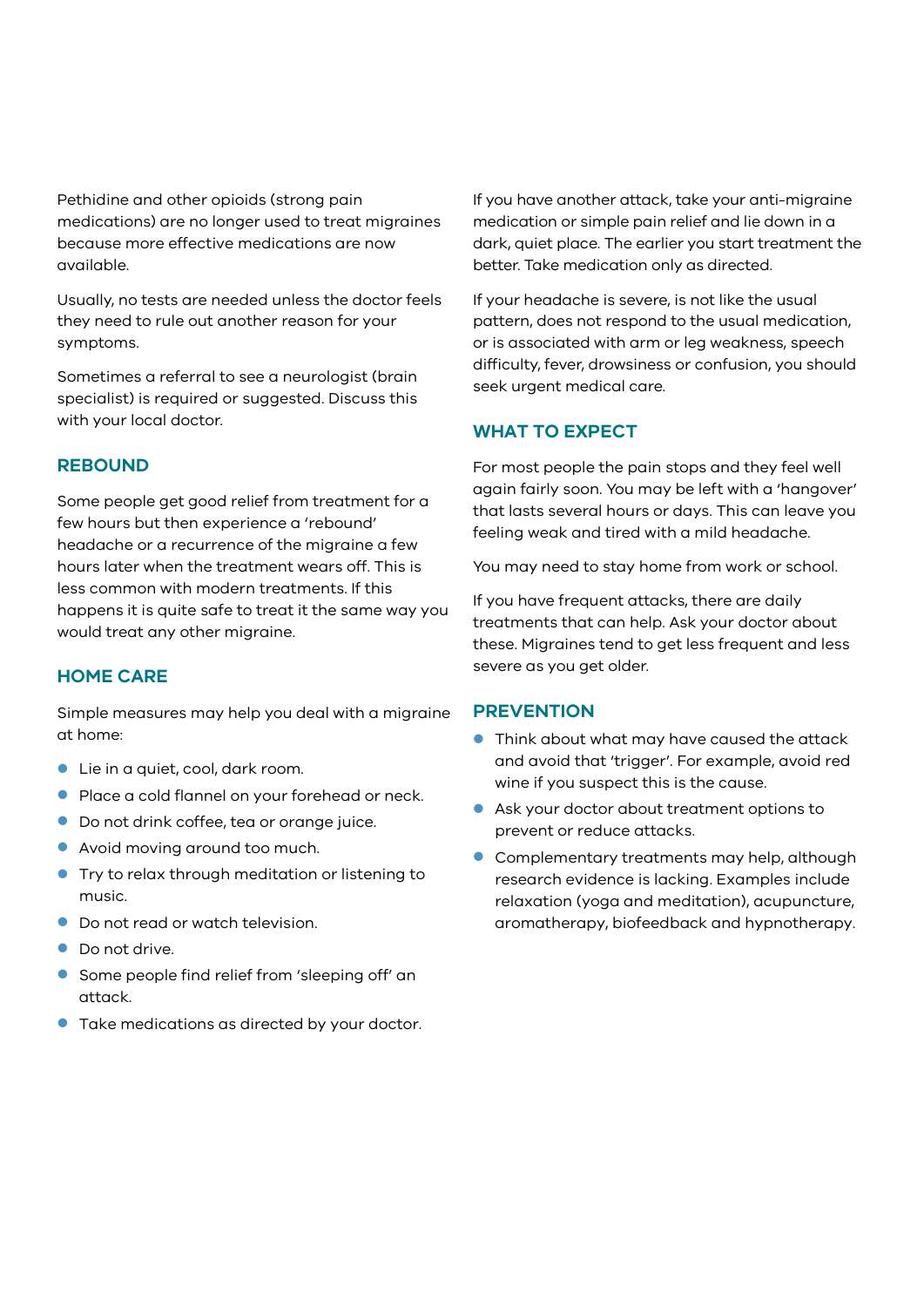Pethidine and other opioids (strong pain medications) are no longer used to treat migraines because more effective medications are now available.

Usually, no tests are needed unless the doctor feels they need to rule out another reason for your symptoms.

Sometimes a referral to see a neurologist (brain specialist) is required or suggested. Discuss this with your local doctor.

## REBOUND

Some people get good relief from treatment for a few hours but then experience a 'rebound' headache or a recurrence of the migraine a few hours later when the treatment wears off. This is less common with modern treatments. If this happens it is quite safe to treat it the same way you would treat any other migraine.

## HOME CARE

Simple measures may help you deal with a migraine at home:

- Lie in a quiet, cool, dark room.
- Place a cold flannel on your forehead or neck.
- Do not drink coffee, tea or orange juice.
- Avoid moving around too much.
- Try to relax through meditation or listening to music.
- Do not read or watch television.
- Do not drive.
- Some people find relief from 'sleeping off' an attack.
- Take medications as directed by your doctor.

If you have another attack, take your anti-migraine medication or simple pain relief and lie down in a dark, quiet place. The earlier you start treatment the better. Take medication only as directed.

If your headache is severe, is not like the usual pattern, does not respond to the usual medication, or is associated with arm or leg weakness, speech difficulty, fever, drowsiness or confusion, you should seek urgent medical care.

## WHAT TO EXPECT

For most people the pain stops and they feel well again fairly soon. You may be left with a 'hangover' that lasts several hours or days. This can leave you feeling weak and tired with a mild headache.

You may need to stay home from work or school.

If you have frequent attacks, there are daily treatments that can help. Ask your doctor about these. Migraines tend to get less frequent and less severe as you get older.

## PREVENTION

- Think about what may have caused the attack and avoid that 'trigger'. For example, avoid red wine if you suspect this is the cause.
- Ask your doctor about treatment options to prevent or reduce attacks.
- Complementary treatments may help, although research evidence is lacking. Examples include relaxation (yoga and meditation), acupuncture, aromatherapy, biofeedback and hypnotherapy.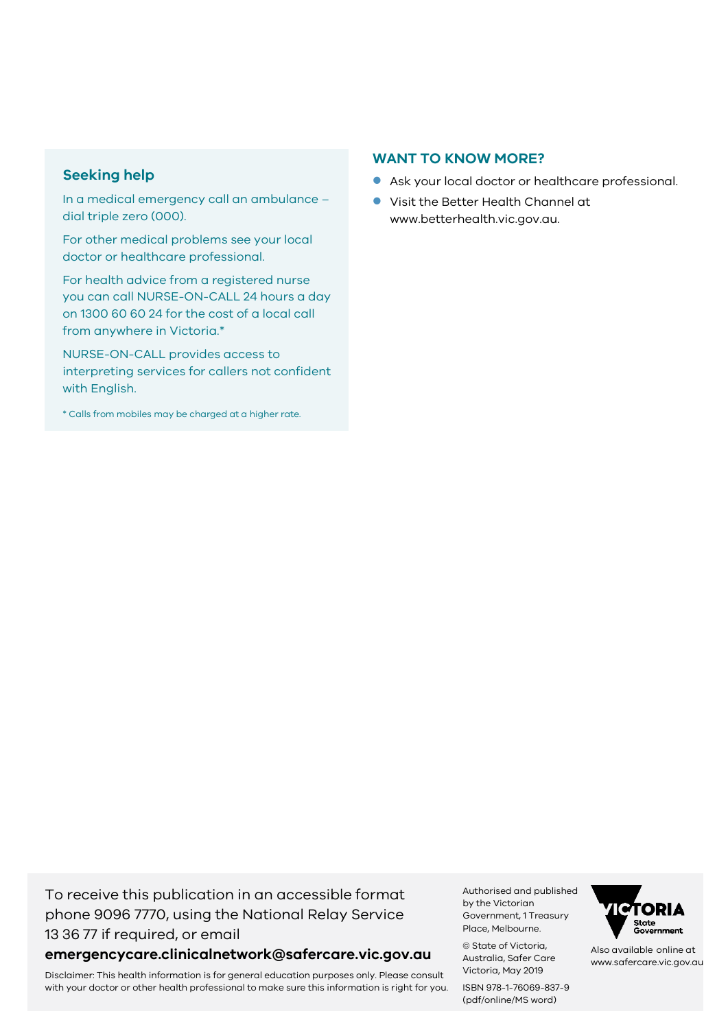## Seeking help

In a medical emergency call an ambulance – dial triple zero (000).

For other medical problems see your local doctor or healthcare professional.

For health advice from a registered nurse you can call NURSE-ON-CALL 24 hours a day on 1300 60 60 24 for the cost of a local call from anywhere in Victoria.*

NURSE-ON-CALL provides access to interpreting services for callers not confident with English.

* Calls from mobiles may be charged at a higher rate.

## WANT TO KNOW MORE?

- Ask your local doctor or healthcare professional.
- Visit the Better Health Channel at www.betterhealth.vic.gov.au.

To receive this publication in an accessible format phone 9096 7770, using the National Relay Service 13 36 77 if required, or email **emergencycare.clinicalnetwork@safercare.vic.gov.au**

Disclaimer: This health information is for general education purposes only. Please consult with your doctor or other health professional to make sure this information is right for you.

Authorised and published by the Victorian Government, 1 Treasury Place, Melbourne.

© State of Victoria, Australia, Safer Care Victoria, May 2019

ISBN 978-1-76069-837-9 (pdf/online/MS word)

Also available online at www.safercare.vic.gov.au